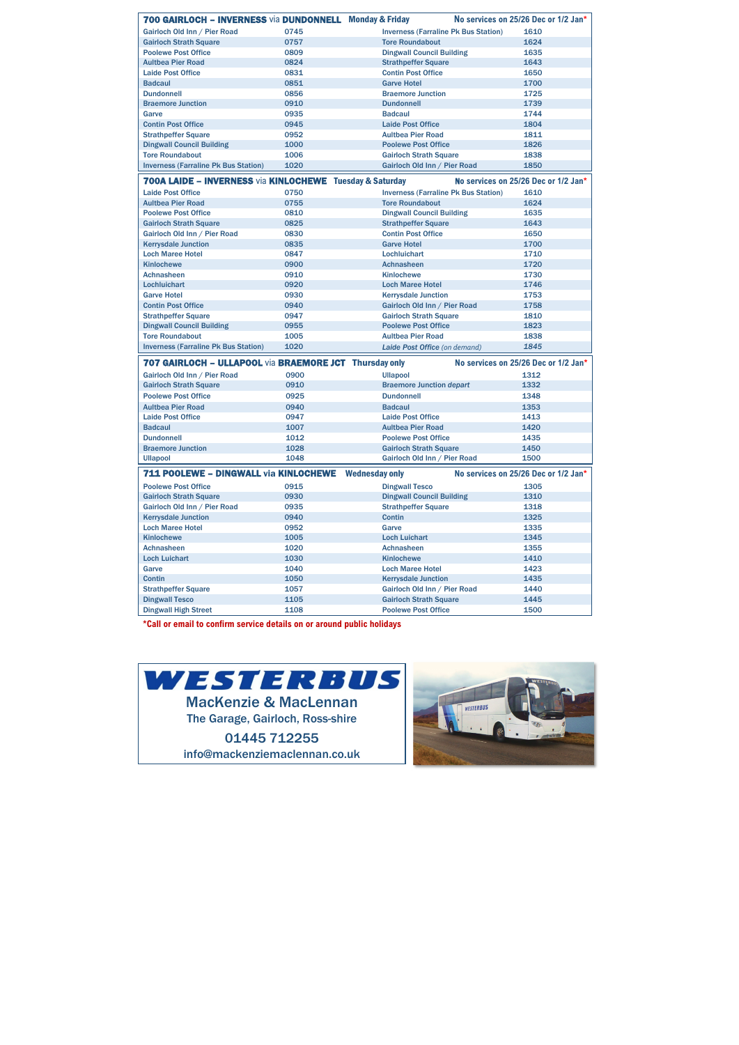## 700 GAIRLOCH – INVERNESS via DUNDONNELL — Monday & Friday — No services on 25/26 Dec or 1/2 Jan*

| Stop | Time | Stop | Time |
|---|---|---|---|
| Gairloch Old Inn / Pier Road | 0745 | Inverness (Farraline Pk Bus Station) | 1610 |
| Gairloch Strath Square | 0757 | Tore Roundabout | 1624 |
| Poolewe Post Office | 0809 | Dingwall Council Building | 1635 |
| Aultbea Pier Road | 0824 | Strathpeffer Square | 1643 |
| Laide Post Office | 0831 | Contin Post Office | 1650 |
| Badcaul | 0851 | Garve Hotel | 1700 |
| Dundonnell | 0856 | Braemore Junction | 1725 |
| Braemore Junction | 0910 | Dundonnell | 1739 |
| Garve | 0935 | Badcaul | 1744 |
| Contin Post Office | 0945 | Laide Post Office | 1804 |
| Strathpeffer Square | 0952 | Aultbea Pier Road | 1811 |
| Dingwall Council Building | 1000 | Poolewe Post Office | 1826 |
| Tore Roundabout | 1006 | Gairloch Strath Square | 1838 |
| Inverness (Farraline Pk Bus Station) | 1020 | Gairloch Old Inn / Pier Road | 1850 |

## 700A LAIDE – INVERNESS via KINLOCHEWE — Tuesday & Saturday — No services on 25/26 Dec or 1/2 Jan*

| Stop | Time | Stop | Time |
|---|---|---|---|
| Laide Post Office | 0750 | Inverness (Farraline Pk Bus Station) | 1610 |
| Aultbea Pier Road | 0755 | Tore Roundabout | 1624 |
| Poolewe Post Office | 0810 | Dingwall Council Building | 1635 |
| Gairloch Strath Square | 0825 | Strathpeffer Square | 1643 |
| Gairloch Old Inn / Pier Road | 0830 | Contin Post Office | 1650 |
| Kerrysdale Junction | 0835 | Garve Hotel | 1700 |
| Loch Maree Hotel | 0847 | Lochluichart | 1710 |
| Kinlochewe | 0900 | Achnasheen | 1720 |
| Achnasheen | 0910 | Kinlochewe | 1730 |
| Lochluichart | 0920 | Loch Maree Hotel | 1746 |
| Garve Hotel | 0930 | Kerrysdale Junction | 1753 |
| Contin Post Office | 0940 | Gairloch Old Inn / Pier Road | 1758 |
| Strathpeffer Square | 0947 | Gairloch Strath Square | 1810 |
| Dingwall Council Building | 0955 | Poolewe Post Office | 1823 |
| Tore Roundabout | 1005 | Aultbea Pier Road | 1838 |
| Inverness (Farraline Pk Bus Station) | 1020 | *Laide Post Office (on demand)* | *1845* |

## 707 GAIRLOCH – ULLAPOOL via BRAEMORE JCT — Thursday only — No services on 25/26 Dec or 1/2 Jan*

| Stop | Time | Stop | Time |
|---|---|---|---|
| Gairloch Old Inn / Pier Road | 0900 | Ullapool | 1312 |
| Gairloch Strath Square | 0910 | Braemore Junction *depart* | 1332 |
| Poolewe Post Office | 0925 | Dundonnell | 1348 |
| Aultbea Pier Road | 0940 | Badcaul | 1353 |
| Laide Post Office | 0947 | Laide Post Office | 1413 |
| Badcaul | 1007 | Aultbea Pier Road | 1420 |
| Dundonnell | 1012 | Poolewe Post Office | 1435 |
| Braemore Junction | 1028 | Gairloch Strath Square | 1450 |
| Ullapool | 1048 | Gairloch Old Inn / Pier Road | 1500 |

## 711 POOLEWE – DINGWALL via KINLOCHEWE — Wednesday only — No services on 25/26 Dec or 1/2 Jan*

| Stop | Time | Stop | Time |
|---|---|---|---|
| Poolewe Post Office | 0915 | Dingwall Tesco | 1305 |
| Gairloch Strath Square | 0930 | Dingwall Council Building | 1310 |
| Gairloch Old Inn / Pier Road | 0935 | Strathpeffer Square | 1318 |
| Kerrysdale Junction | 0940 | Contin | 1325 |
| Loch Maree Hotel | 0952 | Garve | 1335 |
| Kinlochewe | 1005 | Loch Luichart | 1345 |
| Achnasheen | 1020 | Achnasheen | 1355 |
| Loch Luichart | 1030 | Kinlochewe | 1410 |
| Garve | 1040 | Loch Maree Hotel | 1423 |
| Contin | 1050 | Kerrysdale Junction | 1435 |
| Strathpeffer Square | 1057 | Gairloch Old Inn / Pier Road | 1440 |
| Dingwall Tesco | 1105 | Gairloch Strath Square | 1445 |
| Dingwall High Street | 1108 | Poolewe Post Office | 1500 |

**\*Call or email to confirm service details on or around public holidays**

# WESTERBUS

MacKenzie & MacLennan

The Garage, Gairloch, Ross-shire

01445 712255

info@mackenziemaclennan.co.uk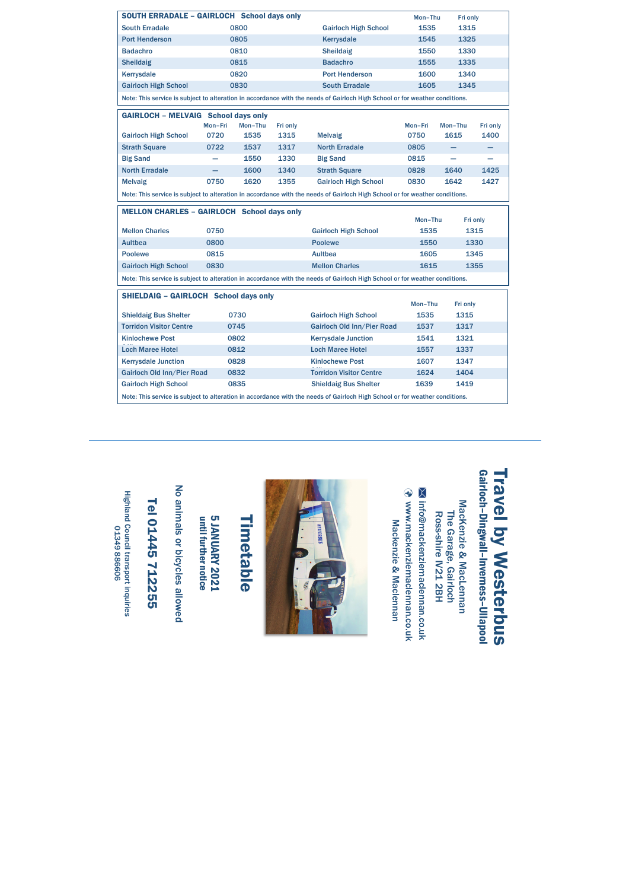## SOUTH ERRADALE – GAIRLOCH School days only

| | | | Mon–Thu | Fri only |
|---|---|---|---|---|
| South Erradale | 0800 | Gairloch High School | 1535 | 1315 |
| Port Henderson | 0805 | Kerrysdale | 1545 | 1325 |
| Badachro | 0810 | Sheildaig | 1550 | 1330 |
| Sheildaig | 0815 | Badachro | 1555 | 1335 |
| Kerrysdale | 0820 | Port Henderson | 1600 | 1340 |
| Gairloch High School | 0830 | South Erradale | 1605 | 1345 |

Note: This service is subject to alteration in accordance with the needs of Gairloch High School or for weather conditions.

## GAIRLOCH – MELVAIG School days only

| | Mon–Fri | Mon–Thu | Fri only | | Mon–Fri | Mon–Thu | Fri only |
|---|---|---|---|---|---|---|---|
| Gairloch High School | 0720 | 1535 | 1315 | Melvaig | 0750 | 1615 | 1400 |
| Strath Square | 0722 | 1537 | 1317 | North Erradale | 0805 | – | – |
| Big Sand | – | 1550 | 1330 | Big Sand | 0815 | – | – |
| North Erradale | – | 1600 | 1340 | Strath Square | 0828 | 1640 | 1425 |
| Melvaig | 0750 | 1620 | 1355 | Gairloch High School | 0830 | 1642 | 1427 |

Note: This service is subject to alteration in accordance with the needs of Gairloch High School or for weather conditions.

## MELLON CHARLES – GAIRLOCH School days only

| | | | Mon–Thu | Fri only |
|---|---|---|---|---|
| Mellon Charles | 0750 | Gairloch High School | 1535 | 1315 |
| Aultbea | 0800 | Poolewe | 1550 | 1330 |
| Poolewe | 0815 | Aultbea | 1605 | 1345 |
| Gairloch High School | 0830 | Mellon Charles | 1615 | 1355 |

Note: This service is subject to alteration in accordance with the needs of Gairloch High School or for weather conditions.

## SHIELDAIG – GAIRLOCH School days only

| | | | Mon–Thu | Fri only |
|---|---|---|---|---|
| Shieldaig Bus Shelter | 0730 | Gairloch High School | 1535 | 1315 |
| Torridon Visitor Centre | 0745 | Gairloch Old Inn/Pier Road | 1537 | 1317 |
| Kinlochewe Post | 0802 | Kerrysdale Junction | 1541 | 1321 |
| Loch Maree Hotel | 0812 | Loch Maree Hotel | 1557 | 1337 |
| Kerrysdale Junction | 0828 | Kinlochewe Post | 1607 | 1347 |
| Gairloch Old Inn/Pier Road | 0832 | Torridon Visitor Centre | 1624 | 1404 |
| Gairloch High School | 0835 | Shieldaig Bus Shelter | 1639 | 1419 |

Note: This service is subject to alteration in accordance with the needs of Gairloch High School or for weather conditions.

# Travel by Westerbus

**Gairloch–Dingwall–Inverness–Ullapool**

MacKenzie & MacLennan
The Garage, Gairloch
Ross-shire IV21 2BH

info@mackenziemaclennan.co.uk
www.mackenziemaclennan.co.uk
Mackenzie & Maclennan

# Timetable

**5 JANUARY 2021**
**until further notice**

No animals or bicycles allowed

**Tel 01445 712255**

Highland Council transport inquiries
01349 886606